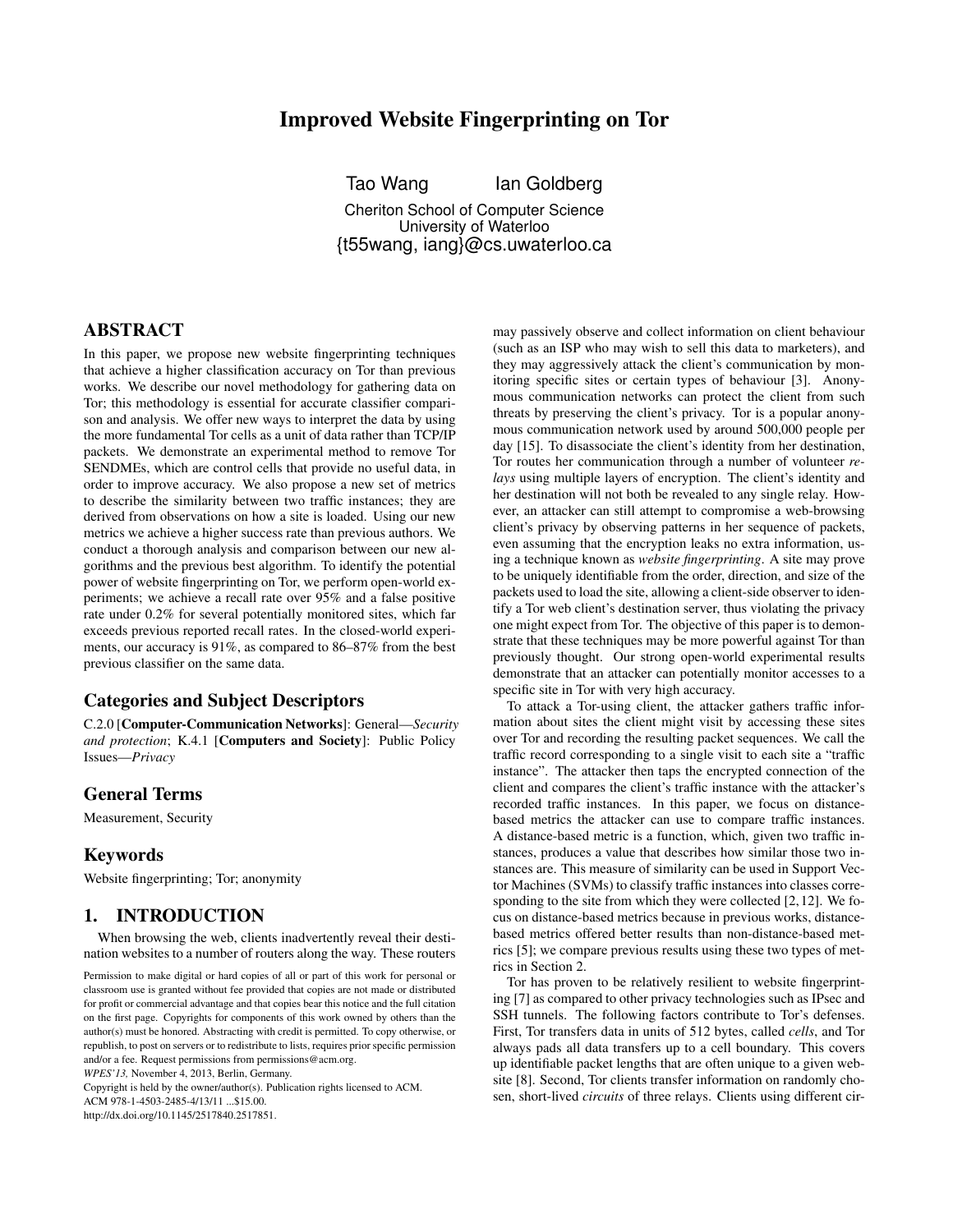# Improved Website Fingerprinting on Tor

Tao Wang Ian Goldberg

Cheriton School of Computer Science
University of Waterloo
{t55wang, iang}@cs.uwaterloo.ca

## ABSTRACT

In this paper, we propose new website fingerprinting techniques that achieve a higher classification accuracy on Tor than previous works. We describe our novel methodology for gathering data on Tor; this methodology is essential for accurate classifier comparison and analysis. We offer new ways to interpret the data by using the more fundamental Tor cells as a unit of data rather than TCP/IP packets. We demonstrate an experimental method to remove Tor SENDMEs, which are control cells that provide no useful data, in order to improve accuracy. We also propose a new set of metrics to describe the similarity between two traffic instances; they are derived from observations on how a site is loaded. Using our new metrics we achieve a higher success rate than previous authors. We conduct a thorough analysis and comparison between our new algorithms and the previous best algorithm. To identify the potential power of website fingerprinting on Tor, we perform open-world experiments; we achieve a recall rate over 95% and a false positive rate under 0.2% for several potentially monitored sites, which far exceeds previous reported recall rates. In the closed-world experiments, our accuracy is 91%, as compared to 86–87% from the best previous classifier on the same data.

### Categories and Subject Descriptors

C.2.0 [**Computer-Communication Networks**]: General—*Security and protection*; K.4.1 [**Computers and Society**]: Public Policy Issues—*Privacy*

### General Terms

Measurement, Security

### Keywords

Website fingerprinting; Tor; anonymity

## 1. INTRODUCTION

When browsing the web, clients inadvertently reveal their destination websites to a number of routers along the way. These routers may passively observe and collect information on client behaviour (such as an ISP who may wish to sell this data to marketers), and they may aggressively attack the client's communication by monitoring specific sites or certain types of behaviour [3]. Anonymous communication networks can protect the client from such threats by preserving the client's privacy. Tor is a popular anonymous communication network used by around 500,000 people per day [15]. To disassociate the client's identity from her destination, Tor routes her communication through a number of volunteer *relays* using multiple layers of encryption. The client's identity and her destination will not both be revealed to any single relay. However, an attacker can still attempt to compromise a web-browsing client's privacy by observing patterns in her sequence of packets, even assuming that the encryption leaks no extra information, using a technique known as *website fingerprinting*. A site may prove to be uniquely identifiable from the order, direction, and size of the packets used to load the site, allowing a client-side observer to identify a Tor web client's destination server, thus violating the privacy one might expect from Tor. The objective of this paper is to demonstrate that these techniques may be more powerful against Tor than previously thought. Our strong open-world experimental results demonstrate that an attacker can potentially monitor accesses to a specific site in Tor with very high accuracy.

To attack a Tor-using client, the attacker gathers traffic information about sites the client might visit by accessing these sites over Tor and recording the resulting packet sequences. We call the traffic record corresponding to a single visit to each site a "traffic instance". The attacker then taps the encrypted connection of the client and compares the client's traffic instance with the attacker's recorded traffic instances. In this paper, we focus on distance-based metrics the attacker can use to compare traffic instances. A distance-based metric is a function, which, given two traffic instances, produces a value that describes how similar those two instances are. This measure of similarity can be used in Support Vector Machines (SVMs) to classify traffic instances into classes corresponding to the site from which they were collected [2,12]. We focus on distance-based metrics because in previous works, distance-based metrics offered better results than non-distance-based metrics [5]; we compare previous results using these two types of metrics in Section 2.

Tor has proven to be relatively resilient to website fingerprinting [7] as compared to other privacy technologies such as IPsec and SSH tunnels. The following factors contribute to Tor's defenses. First, Tor transfers data in units of 512 bytes, called *cells*, and Tor always pads all data transfers up to a cell boundary. This covers up identifiable packet lengths that are often unique to a given website [8]. Second, Tor clients transfer information on randomly chosen, short-lived *circuits* of three relays. Clients using different cir-

Permission to make digital or hard copies of all or part of this work for personal or classroom use is granted without fee provided that copies are not made or distributed for profit or commercial advantage and that copies bear this notice and the full citation on the first page. Copyrights for components of this work owned by others than the author(s) must be honored. Abstracting with credit is permitted. To copy otherwise, or republish, to post on servers or to redistribute to lists, requires prior specific permission and/or a fee. Request permissions from permissions@acm.org.
*WPES'13,* November 4, 2013, Berlin, Germany.
Copyright is held by the owner/author(s). Publication rights licensed to ACM.
ACM 978-1-4503-2485-4/13/11 ...$15.00.
http://dx.doi.org/10.1145/2517840.2517851.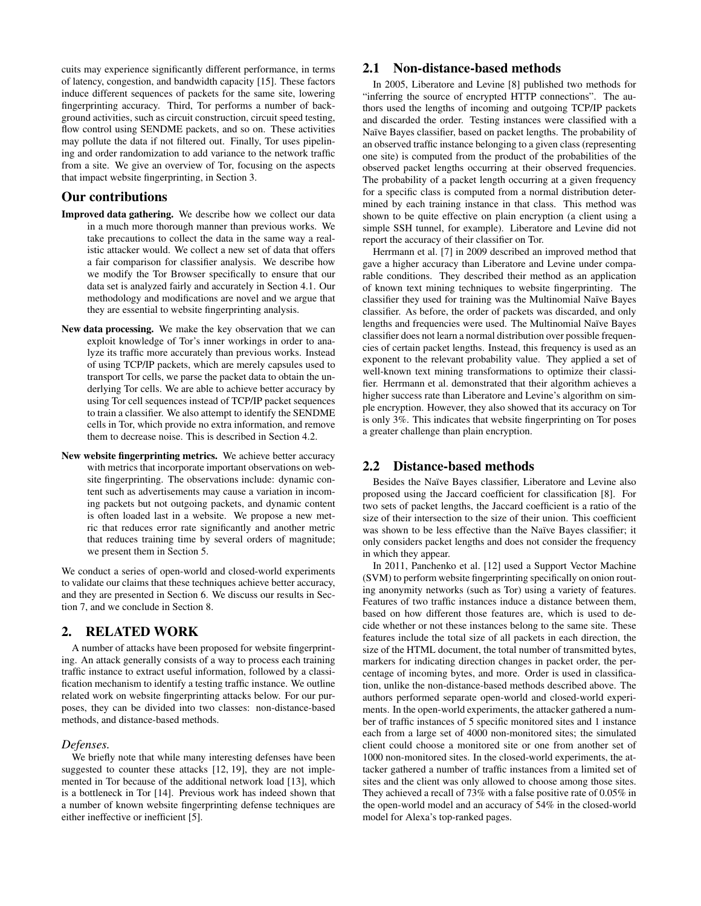cuits may experience significantly different performance, in terms of latency, congestion, and bandwidth capacity [15]. These factors induce different sequences of packets for the same site, lowering fingerprinting accuracy. Third, Tor performs a number of background activities, such as circuit construction, circuit speed testing, flow control using SENDME packets, and so on. These activities may pollute the data if not filtered out. Finally, Tor uses pipelining and order randomization to add variance to the network traffic from a site. We give an overview of Tor, focusing on the aspects that impact website fingerprinting, in Section 3.

## Our contributions

**Improved data gathering.** We describe how we collect our data in a much more thorough manner than previous works. We take precautions to collect the data in the same way a realistic attacker would. We collect a new set of data that offers a fair comparison for classifier analysis. We describe how we modify the Tor Browser specifically to ensure that our data set is analyzed fairly and accurately in Section 4.1. Our methodology and modifications are novel and we argue that they are essential to website fingerprinting analysis.

**New data processing.** We make the key observation that we can exploit knowledge of Tor's inner workings in order to analyze its traffic more accurately than previous works. Instead of using TCP/IP packets, which are merely capsules used to transport Tor cells, we parse the packet data to obtain the underlying Tor cells. We are able to achieve better accuracy by using Tor cell sequences instead of TCP/IP packet sequences to train a classifier. We also attempt to identify the SENDME cells in Tor, which provide no extra information, and remove them to decrease noise. This is described in Section 4.2.

**New website fingerprinting metrics.** We achieve better accuracy with metrics that incorporate important observations on website fingerprinting. The observations include: dynamic content such as advertisements may cause a variation in incoming packets but not outgoing packets, and dynamic content is often loaded last in a website. We propose a new metric that reduces error rate significantly and another metric that reduces training time by several orders of magnitude; we present them in Section 5.

We conduct a series of open-world and closed-world experiments to validate our claims that these techniques achieve better accuracy, and they are presented in Section 6. We discuss our results in Section 7, and we conclude in Section 8.

# 2. RELATED WORK

A number of attacks have been proposed for website fingerprinting. An attack generally consists of a way to process each training traffic instance to extract useful information, followed by a classification mechanism to identify a testing traffic instance. We outline related work on website fingerprinting attacks below. For our purposes, they can be divided into two classes: non-distance-based methods, and distance-based methods.

### *Defenses.*

We briefly note that while many interesting defenses have been suggested to counter these attacks [12, 19], they are not implemented in Tor because of the additional network load [13], which is a bottleneck in Tor [14]. Previous work has indeed shown that a number of known website fingerprinting defense techniques are either ineffective or inefficient [5].

## 2.1 Non-distance-based methods

In 2005, Liberatore and Levine [8] published two methods for "inferring the source of encrypted HTTP connections". The authors used the lengths of incoming and outgoing TCP/IP packets and discarded the order. Testing instances were classified with a Naïve Bayes classifier, based on packet lengths. The probability of an observed traffic instance belonging to a given class (representing one site) is computed from the product of the probabilities of the observed packet lengths occurring at their observed frequencies. The probability of a packet length occurring at a given frequency for a specific class is computed from a normal distribution determined by each training instance in that class. This method was shown to be quite effective on plain encryption (a client using a simple SSH tunnel, for example). Liberatore and Levine did not report the accuracy of their classifier on Tor.

Herrmann et al. [7] in 2009 described an improved method that gave a higher accuracy than Liberatore and Levine under comparable conditions. They described their method as an application of known text mining techniques to website fingerprinting. The classifier they used for training was the Multinomial Naïve Bayes classifier. As before, the order of packets was discarded, and only lengths and frequencies were used. The Multinomial Naïve Bayes classifier does not learn a normal distribution over possible frequencies of certain packet lengths. Instead, this frequency is used as an exponent to the relevant probability value. They applied a set of well-known text mining transformations to optimize their classifier. Herrmann et al. demonstrated that their algorithm achieves a higher success rate than Liberatore and Levine's algorithm on simple encryption. However, they also showed that its accuracy on Tor is only 3%. This indicates that website fingerprinting on Tor poses a greater challenge than plain encryption.

## 2.2 Distance-based methods

Besides the Naïve Bayes classifier, Liberatore and Levine also proposed using the Jaccard coefficient for classification [8]. For two sets of packet lengths, the Jaccard coefficient is a ratio of the size of their intersection to the size of their union. This coefficient was shown to be less effective than the Naïve Bayes classifier; it only considers packet lengths and does not consider the frequency in which they appear.

In 2011, Panchenko et al. [12] used a Support Vector Machine (SVM) to perform website fingerprinting specifically on onion routing anonymity networks (such as Tor) using a variety of features. Features of two traffic instances induce a distance between them, based on how different those features are, which is used to decide whether or not these instances belong to the same site. These features include the total size of all packets in each direction, the size of the HTML document, the total number of transmitted bytes, markers for indicating direction changes in packet order, the percentage of incoming bytes, and more. Order is used in classification, unlike the non-distance-based methods described above. The authors performed separate open-world and closed-world experiments. In the open-world experiments, the attacker gathered a number of traffic instances of 5 specific monitored sites and 1 instance each from a large set of 4000 non-monitored sites; the simulated client could choose a monitored site or one from another set of 1000 non-monitored sites. In the closed-world experiments, the attacker gathered a number of traffic instances from a limited set of sites and the client was only allowed to choose among those sites. They achieved a recall of 73% with a false positive rate of 0.05% in the open-world model and an accuracy of 54% in the closed-world model for Alexa's top-ranked pages.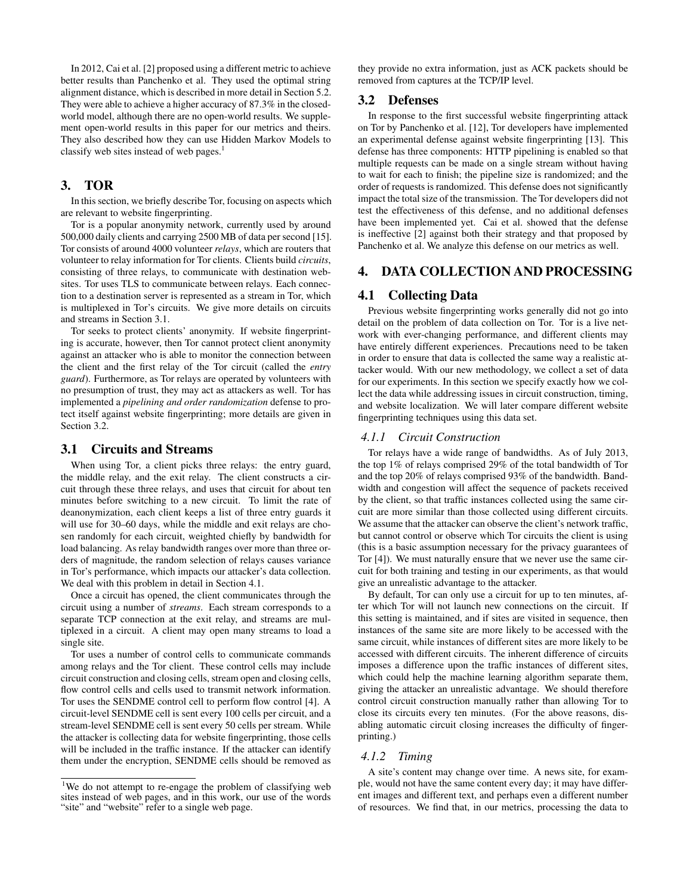In 2012, Cai et al. [2] proposed using a different metric to achieve better results than Panchenko et al. They used the optimal string alignment distance, which is described in more detail in Section 5.2. They were able to achieve a higher accuracy of 87.3% in the closed-world model, although there are no open-world results. We supplement open-world results in this paper for our metrics and theirs. They also described how they can use Hidden Markov Models to classify web sites instead of web pages.[1]

## 3. TOR

In this section, we briefly describe Tor, focusing on aspects which are relevant to website fingerprinting.

Tor is a popular anonymity network, currently used by around 500,000 daily clients and carrying 2500 MB of data per second [15]. Tor consists of around 4000 volunteer *relays*, which are routers that volunteer to relay information for Tor clients. Clients build *circuits*, consisting of three relays, to communicate with destination websites. Tor uses TLS to communicate between relays. Each connection to a destination server is represented as a stream in Tor, which is multiplexed in Tor's circuits. We give more details on circuits and streams in Section 3.1.

Tor seeks to protect clients' anonymity. If website fingerprinting is accurate, however, then Tor cannot protect client anonymity against an attacker who is able to monitor the connection between the client and the first relay of the Tor circuit (called the *entry guard*). Furthermore, as Tor relays are operated by volunteers with no presumption of trust, they may act as attackers as well. Tor has implemented a *pipelining and order randomization* defense to protect itself against website fingerprinting; more details are given in Section 3.2.

### 3.1 Circuits and Streams

When using Tor, a client picks three relays: the entry guard, the middle relay, and the exit relay. The client constructs a circuit through these three relays, and uses that circuit for about ten minutes before switching to a new circuit. To limit the rate of deanonymization, each client keeps a list of three entry guards it will use for 30–60 days, while the middle and exit relays are chosen randomly for each circuit, weighted chiefly by bandwidth for load balancing. As relay bandwidth ranges over more than three orders of magnitude, the random selection of relays causes variance in Tor's performance, which impacts our attacker's data collection. We deal with this problem in detail in Section 4.1.

Once a circuit has opened, the client communicates through the circuit using a number of *streams*. Each stream corresponds to a separate TCP connection at the exit relay, and streams are multiplexed in a circuit. A client may open many streams to load a single site.

Tor uses a number of control cells to communicate commands among relays and the Tor client. These control cells may include circuit construction and closing cells, stream open and closing cells, flow control cells and cells used to transmit network information. Tor uses the SENDME control cell to perform flow control [4]. A circuit-level SENDME cell is sent every 100 cells per circuit, and a stream-level SENDME cell is sent every 50 cells per stream. While the attacker is collecting data for website fingerprinting, those cells will be included in the traffic instance. If the attacker can identify them under the encryption, SENDME cells should be removed as they provide no extra information, just as ACK packets should be removed from captures at the TCP/IP level.

### 3.2 Defenses

In response to the first successful website fingerprinting attack on Tor by Panchenko et al. [12], Tor developers have implemented an experimental defense against website fingerprinting [13]. This defense has three components: HTTP pipelining is enabled so that multiple requests can be made on a single stream without having to wait for each to finish; the pipeline size is randomized; and the order of requests is randomized. This defense does not significantly impact the total size of the transmission. The Tor developers did not test the effectiveness of this defense, and no additional defenses have been implemented yet. Cai et al. showed that the defense is ineffective [2] against both their strategy and that proposed by Panchenko et al. We analyze this defense on our metrics as well.

## 4. DATA COLLECTION AND PROCESSING

### 4.1 Collecting Data

Previous website fingerprinting works generally did not go into detail on the problem of data collection on Tor. Tor is a live network with ever-changing performance, and different clients may have entirely different experiences. Precautions need to be taken in order to ensure that data is collected the same way a realistic attacker would. With our new methodology, we collect a set of data for our experiments. In this section we specify exactly how we collect the data while addressing issues in circuit construction, timing, and website localization. We will later compare different website fingerprinting techniques using this data set.

#### 4.1.1 Circuit Construction

Tor relays have a wide range of bandwidths. As of July 2013, the top 1% of relays comprised 29% of the total bandwidth of Tor and the top 20% of relays comprised 93% of the bandwidth. Bandwidth and congestion will affect the sequence of packets received by the client, so that traffic instances collected using the same circuit are more similar than those collected using different circuits. We assume that the attacker can observe the client's network traffic, but cannot control or observe which Tor circuits the client is using (this is a basic assumption necessary for the privacy guarantees of Tor [4]). We must naturally ensure that we never use the same circuit for both training and testing in our experiments, as that would give an unrealistic advantage to the attacker.

By default, Tor can only use a circuit for up to ten minutes, after which Tor will not launch new connections on the circuit. If this setting is maintained, and if sites are visited in sequence, then instances of the same site are more likely to be accessed with the same circuit, while instances of different sites are more likely to be accessed with different circuits. The inherent difference of circuits imposes a difference upon the traffic instances of different sites, which could help the machine learning algorithm separate them, giving the attacker an unrealistic advantage. We should therefore control circuit construction manually rather than allowing Tor to close its circuits every ten minutes. (For the above reasons, disabling automatic circuit closing increases the difficulty of fingerprinting.)

#### 4.1.2 Timing

A site's content may change over time. A news site, for example, would not have the same content every day; it may have different images and different text, and perhaps even a different number of resources. We find that, in our metrics, processing the data to

[1] We do not attempt to re-engage the problem of classifying web sites instead of web pages, and in this work, our use of the words "site" and "website" refer to a single web page.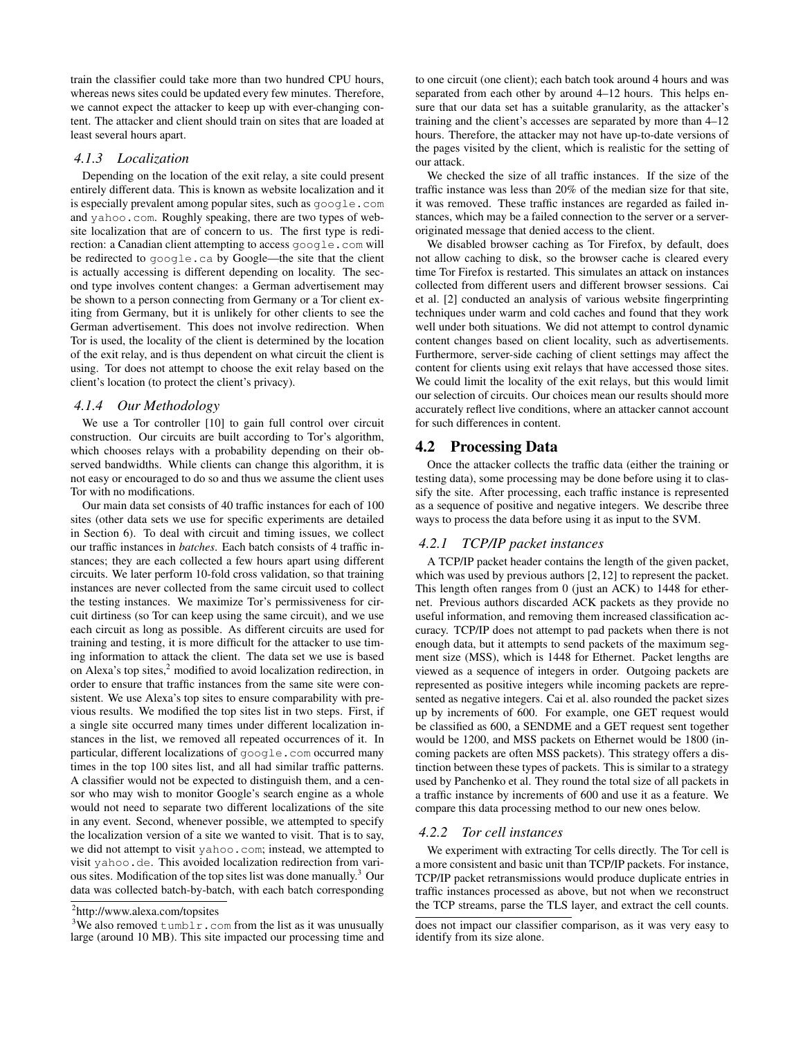train the classifier could take more than two hundred CPU hours, whereas news sites could be updated every few minutes. Therefore, we cannot expect the attacker to keep up with ever-changing content. The attacker and client should train on sites that are loaded at least several hours apart.

### 4.1.3 Localization

Depending on the location of the exit relay, a site could present entirely different data. This is known as website localization and it is especially prevalent among popular sites, such as `google.com` and `yahoo.com`. Roughly speaking, there are two types of website localization that are of concern to us. The first type is redirection: a Canadian client attempting to access `google.com` will be redirected to `google.ca` by Google—the site that the client is actually accessing is different depending on locality. The second type involves content changes: a German advertisement may be shown to a person connecting from Germany or a Tor client exiting from Germany, but it is unlikely for other clients to see the German advertisement. This does not involve redirection. When Tor is used, the locality of the client is determined by the location of the exit relay, and is thus dependent on what circuit the client is using. Tor does not attempt to choose the exit relay based on the client's location (to protect the client's privacy).

### 4.1.4 Our Methodology

We use a Tor controller [10] to gain full control over circuit construction. Our circuits are built according to Tor's algorithm, which chooses relays with a probability depending on their observed bandwidths. While clients can change this algorithm, it is not easy or encouraged to do so and thus we assume the client uses Tor with no modifications.

Our main data set consists of 40 traffic instances for each of 100 sites (other data sets we use for specific experiments are detailed in Section 6). To deal with circuit and timing issues, we collect our traffic instances in *batches*. Each batch consists of 4 traffic instances; they are each collected a few hours apart using different circuits. We later perform 10-fold cross validation, so that training instances are never collected from the same circuit used to collect the testing instances. We maximize Tor's permissiveness for circuit dirtiness (so Tor can keep using the same circuit), and we use each circuit as long as possible. As different circuits are used for training and testing, it is more difficult for the attacker to use timing information to attack the client. The data set we use is based on Alexa's top sites,[2] modified to avoid localization redirection, in order to ensure that traffic instances from the same site were consistent. We use Alexa's top sites to ensure comparability with previous results. We modified the top sites list in two steps. First, if a single site occurred many times under different localization instances in the list, we removed all repeated occurrences of it. In particular, different localizations of `google.com` occurred many times in the top 100 sites list, and all had similar traffic patterns. A classifier would not be expected to distinguish them, and a censor who may wish to monitor Google's search engine as a whole would not need to separate two different localizations of the site in any event. Second, whenever possible, we attempted to specify the localization version of a site we wanted to visit. That is to say, we did not attempt to visit `yahoo.com`; instead, we attempted to visit `yahoo.de`. This avoided localization redirection from various sites. Modification of the top sites list was done manually.[3] Our data was collected batch-by-batch, with each batch corresponding to one circuit (one client); each batch took around 4 hours and was separated from each other by around 4–12 hours. This helps ensure that our data set has a suitable granularity, as the attacker's training and the client's accesses are separated by more than 4–12 hours. Therefore, the attacker may not have up-to-date versions of the pages visited by the client, which is realistic for the setting of our attack.

We checked the size of all traffic instances. If the size of the traffic instance was less than 20% of the median size for that site, it was removed. These traffic instances are regarded as failed instances, which may be a failed connection to the server or a server-originated message that denied access to the client.

We disabled browser caching as Tor Firefox, by default, does not allow caching to disk, so the browser cache is cleared every time Tor Firefox is restarted. This simulates an attack on instances collected from different users and different browser sessions. Cai et al. [2] conducted an analysis of various website fingerprinting techniques under warm and cold caches and found that they work well under both situations. We did not attempt to control dynamic content changes based on client locality, such as advertisements. Furthermore, server-side caching of client settings may affect the content for clients using exit relays that have accessed those sites. We could limit the locality of the exit relays, but this would limit our selection of circuits. Our choices mean our results should more accurately reflect live conditions, where an attacker cannot account for such differences in content.

## 4.2 Processing Data

Once the attacker collects the traffic data (either the training or testing data), some processing may be done before using it to classify the site. After processing, each traffic instance is represented as a sequence of positive and negative integers. We describe three ways to process the data before using it as input to the SVM.

### 4.2.1 TCP/IP packet instances

A TCP/IP packet header contains the length of the given packet, which was used by previous authors [2, 12] to represent the packet. This length often ranges from 0 (just an ACK) to 1448 for ethernet. Previous authors discarded ACK packets as they provide no useful information, and removing them increased classification accuracy. TCP/IP does not attempt to pad packets when there is not enough data, but it attempts to send packets of the maximum segment size (MSS), which is 1448 for Ethernet. Packet lengths are viewed as a sequence of integers in order. Outgoing packets are represented as positive integers while incoming packets are represented as negative integers. Cai et al. also rounded the packet sizes up by increments of 600. For example, one GET request would be classified as 600, a SENDME and a GET request sent together would be 1200, and MSS packets on Ethernet would be 1800 (incoming packets are often MSS packets). This strategy offers a distinction between these types of packets. This is similar to a strategy used by Panchenko et al. They round the total size of all packets in a traffic instance by increments of 600 and use it as a feature. We compare this data processing method to our new ones below.

### 4.2.2 Tor cell instances

We experiment with extracting Tor cells directly. The Tor cell is a more consistent and basic unit than TCP/IP packets. For instance, TCP/IP packet retransmissions would produce duplicate entries in traffic instances processed as above, but not when we reconstruct the TCP streams, parse the TLS layer, and extract the cell counts.

---

[2] http://www.alexa.com/topsites

[3] We also removed `tumblr.com` from the list as it was unusually large (around 10 MB). This site impacted our processing time and does not impact our classifier comparison, as it was very easy to identify from its size alone.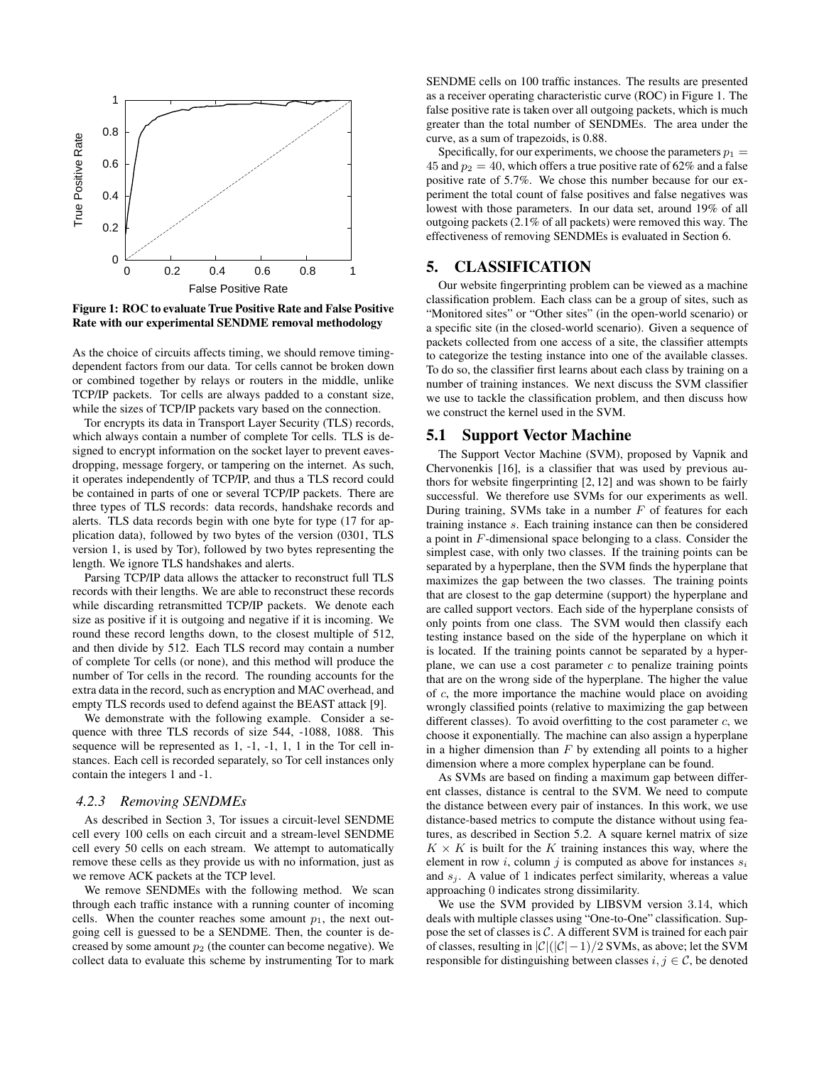**Figure 1: ROC to evaluate True Positive Rate and False Positive Rate with our experimental SENDME removal methodology**

As the choice of circuits affects timing, we should remove timing-dependent factors from our data. Tor cells cannot be broken down or combined together by relays or routers in the middle, unlike TCP/IP packets. Tor cells are always padded to a constant size, while the sizes of TCP/IP packets vary based on the connection.

Tor encrypts its data in Transport Layer Security (TLS) records, which always contain a number of complete Tor cells. TLS is designed to encrypt information on the socket layer to prevent eavesdropping, message forgery, or tampering on the internet. As such, it operates independently of TCP/IP, and thus a TLS record could be contained in parts of one or several TCP/IP packets. There are three types of TLS records: data records, handshake records and alerts. TLS data records begin with one byte for type (17 for application data), followed by two bytes of the version (0301, TLS version 1, is used by Tor), followed by two bytes representing the length. We ignore TLS handshakes and alerts.

Parsing TCP/IP data allows the attacker to reconstruct full TLS records with their lengths. We are able to reconstruct these records while discarding retransmitted TCP/IP packets. We denote each size as positive if it is outgoing and negative if it is incoming. We round these record lengths down, to the closest multiple of 512, and then divide by 512. Each TLS record may contain a number of complete Tor cells (or none), and this method will produce the number of Tor cells in the record. The rounding accounts for the extra data in the record, such as encryption and MAC overhead, and empty TLS records used to defend against the BEAST attack [9].

We demonstrate with the following example. Consider a sequence with three TLS records of size 544, -1088, 1088. This sequence will be represented as 1, -1, -1, 1, 1 in the Tor cell instances. Each cell is recorded separately, so Tor cell instances only contain the integers 1 and -1.

#### *4.2.3 Removing SENDMEs*

As described in Section 3, Tor issues a circuit-level SENDME cell every 100 cells on each circuit and a stream-level SENDME cell every 50 cells on each stream. We attempt to automatically remove these cells as they provide us with no information, just as we remove ACK packets at the TCP level.

We remove SENDMEs with the following method. We scan through each traffic instance with a running counter of incoming cells. When the counter reaches some amount $p_1$, the next outgoing cell is guessed to be a SENDME. Then, the counter is decreased by some amount $p_2$ (the counter can become negative). We collect data to evaluate this scheme by instrumenting Tor to mark SENDME cells on 100 traffic instances. The results are presented as a receiver operating characteristic curve (ROC) in Figure 1. The false positive rate is taken over all outgoing packets, which is much greater than the total number of SENDMEs. The area under the curve, as a sum of trapezoids, is 0.88.

Specifically, for our experiments, we choose the parameters $p_1 = 45$ and $p_2 = 40$, which offers a true positive rate of 62% and a false positive rate of 5.7%. We chose this number because for our experiment the total count of false positives and false negatives was lowest with those parameters. In our data set, around 19% of all outgoing packets (2.1% of all packets) were removed this way. The effectiveness of removing SENDMEs is evaluated in Section 6.

## 5. CLASSIFICATION

Our website fingerprinting problem can be viewed as a machine classification problem. Each class can be a group of sites, such as "Monitored sites" or "Other sites" (in the open-world scenario) or a specific site (in the closed-world scenario). Given a sequence of packets collected from one access of a site, the classifier attempts to categorize the testing instance into one of the available classes. To do so, the classifier first learns about each class by training on a number of training instances. We next discuss the SVM classifier we use to tackle the classification problem, and then discuss how we construct the kernel used in the SVM.

### 5.1 Support Vector Machine

The Support Vector Machine (SVM), proposed by Vapnik and Chervonenkis [16], is a classifier that was used by previous authors for website fingerprinting [2, 12] and was shown to be fairly successful. We therefore use SVMs for our experiments as well. During training, SVMs take in a number $F$ of features for each training instance $s$. Each training instance can then be considered a point in $F$-dimensional space belonging to a class. Consider the simplest case, with only two classes. If the training points can be separated by a hyperplane, then the SVM finds the hyperplane that maximizes the gap between the two classes. The training points that are closest to the gap determine (support) the hyperplane and are called support vectors. Each side of the hyperplane consists of only points from one class. The SVM would then classify each testing instance based on the side of the hyperplane on which it is located. If the training points cannot be separated by a hyperplane, we can use a cost parameter $c$ to penalize training points that are on the wrong side of the hyperplane. The higher the value of $c$, the more importance the machine would place on avoiding wrongly classified points (relative to maximizing the gap between different classes). To avoid overfitting to the cost parameter $c$, we choose it exponentially. The machine can also assign a hyperplane in a higher dimension than $F$ by extending all points to a higher dimension where a more complex hyperplane can be found.

As SVMs are based on finding a maximum gap between different classes, distance is central to the SVM. We need to compute the distance between every pair of instances. In this work, we use distance-based metrics to compute the distance without using features, as described in Section 5.2. A square kernel matrix of size $K \times K$ is built for the $K$ training instances this way, where the element in row $i$, column $j$ is computed as above for instances $s_i$ and $s_j$. A value of 1 indicates perfect similarity, whereas a value approaching 0 indicates strong dissimilarity.

We use the SVM provided by LIBSVM version 3.14, which deals with multiple classes using "One-to-One" classification. Suppose the set of classes is $\mathcal{C}$. A different SVM is trained for each pair of classes, resulting in $|\mathcal{C}|(|\mathcal{C}|-1)/2$ SVMs, as above; let the SVM responsible for distinguishing between classes $i, j \in \mathcal{C}$, be denoted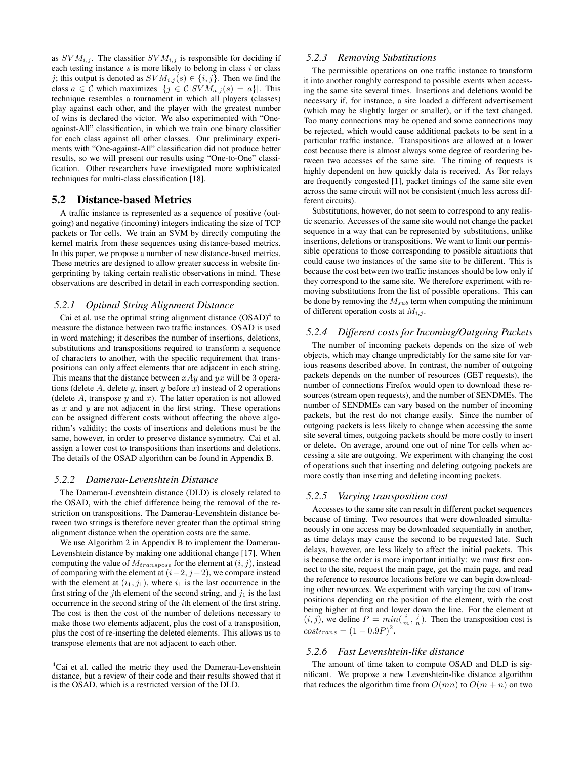as $SVM_{i,j}$. The classifier $SVM_{i,j}$ is responsible for deciding if each testing instance $s$ is more likely to belong in class $i$ or class $j$; this output is denoted as $SVM_{i,j}(s) \in \{i, j\}$. Then we find the class $a \in \mathcal{C}$ which maximizes $|\{j \in \mathcal{C}|SVM_{a,j}(s) = a\}|$. This technique resembles a tournament in which all players (classes) play against each other, and the player with the greatest number of wins is declared the victor. We also experimented with "One-against-All" classification, in which we train one binary classifier for each class against all other classes. Our preliminary experiments with "One-against-All" classification did not produce better results, so we will present our results using "One-to-One" classification. Other researchers have investigated more sophisticated techniques for multi-class classification [18].

## 5.2 Distance-based Metrics

A traffic instance is represented as a sequence of positive (outgoing) and negative (incoming) integers indicating the size of TCP packets or Tor cells. We train an SVM by directly computing the kernel matrix from these sequences using distance-based metrics. In this paper, we propose a number of new distance-based metrics. These metrics are designed to allow greater success in website fingerprinting by taking certain realistic observations in mind. These observations are described in detail in each corresponding section.

### 5.2.1 Optimal String Alignment Distance

Cai et al. use the optimal string alignment distance (OSAD)[4] to measure the distance between two traffic instances. OSAD is used in word matching; it describes the number of insertions, deletions, substitutions and transpositions required to transform a sequence of characters to another, with the specific requirement that transpositions can only affect elements that are adjacent in each string. This means that the distance between $xAy$ and $yx$ will be 3 operations (delete $A$, delete $y$, insert $y$ before $x$) instead of 2 operations (delete $A$, transpose $y$ and $x$). The latter operation is not allowed as $x$ and $y$ are not adjacent in the first string. These operations can be assigned different costs without affecting the above algorithm's validity; the costs of insertions and deletions must be the same, however, in order to preserve distance symmetry. Cai et al. assign a lower cost to transpositions than insertions and deletions. The details of the OSAD algorithm can be found in Appendix B.

### 5.2.2 Damerau-Levenshtein Distance

The Damerau-Levenshtein distance (DLD) is closely related to the OSAD, with the chief difference being the removal of the restriction on transpositions. The Damerau-Levenshtein distance between two strings is therefore never greater than the optimal string alignment distance when the operation costs are the same.

We use Algorithm 2 in Appendix B to implement the Damerau-Levenshtein distance by making one additional change [17]. When computing the value of $M_{transpose}$ for the element at $(i, j)$, instead of comparing with the element at $(i-2, j-2)$, we compare instead with the element at $(i_1, j_1)$, where $i_1$ is the last occurrence in the first string of the $j$th element of the second string, and $j_1$ is the last occurrence in the second string of the $i$th element of the first string. The cost is then the cost of the number of deletions necessary to make those two elements adjacent, plus the cost of a transposition, plus the cost of re-inserting the deleted elements. This allows us to transpose elements that are not adjacent to each other.

[4] Cai et al. called the metric they used the Damerau-Levenshtein distance, but a review of their code and their results showed that it is the OSAD, which is a restricted version of the DLD.

### 5.2.3 Removing Substitutions

The permissible operations on one traffic instance to transform it into another roughly correspond to possible events when accessing the same site several times. Insertions and deletions would be necessary if, for instance, a site loaded a different advertisement (which may be slightly larger or smaller), or if the text changed. Too many connections may be opened and some connections may be rejected, which would cause additional packets to be sent in a particular traffic instance. Transpositions are allowed at a lower cost because there is almost always some degree of reordering between two accesses of the same site. The timing of requests is highly dependent on how quickly data is received. As Tor relays are frequently congested [1], packet timings of the same site even across the same circuit will not be consistent (much less across different circuits).

Substitutions, however, do not seem to correspond to any realistic scenario. Accesses of the same site would not change the packet sequence in a way that can be represented by substitutions, unlike insertions, deletions or transpositions. We want to limit our permissible operations to those corresponding to possible situations that could cause two instances of the same site to be different. This is because the cost between two traffic instances should be low only if they correspond to the same site. We therefore experiment with removing substitutions from the list of possible operations. This can be done by removing the $M_{sub}$ term when computing the minimum of different operation costs at $M_{i,j}$.

### 5.2.4 Different costs for Incoming/Outgoing Packets

The number of incoming packets depends on the size of web objects, which may change unpredictably for the same site for various reasons described above. In contrast, the number of outgoing packets depends on the number of resources (GET requests), the number of connections Firefox would open to download these resources (stream open requests), and the number of SENDMEs. The number of SENDMEs can vary based on the number of incoming packets, but the rest do not change easily. Since the number of outgoing packets is less likely to change when accessing the same site several times, outgoing packets should be more costly to insert or delete. On average, around one out of nine Tor cells when accessing a site are outgoing. We experiment with changing the cost of operations such that inserting and deleting outgoing packets are more costly than inserting and deleting incoming packets.

### 5.2.5 Varying transposition cost

Accesses to the same site can result in different packet sequences because of timing. Two resources that were downloaded simultaneously in one access may be downloaded sequentially in another, as time delays may cause the second to be requested late. Such delays, however, are less likely to affect the initial packets. This is because the order is more important initially: we must first connect to the site, request the main page, get the main page, and read the reference to resource locations before we can begin downloading other resources. We experiment with varying the cost of transpositions depending on the position of the element, with the cost being higher at first and lower down the line. For the element at $(i, j)$, we define $P = min(\frac{i}{m}, \frac{j}{n})$. Then the transposition cost is $cost_{trans} = (1 - 0.9P)^2$.

### 5.2.6 Fast Levenshtein-like distance

The amount of time taken to compute OSAD and DLD is significant. We propose a new Levenshtein-like distance algorithm that reduces the algorithm time from $O(mn)$ to $O(m + n)$ on two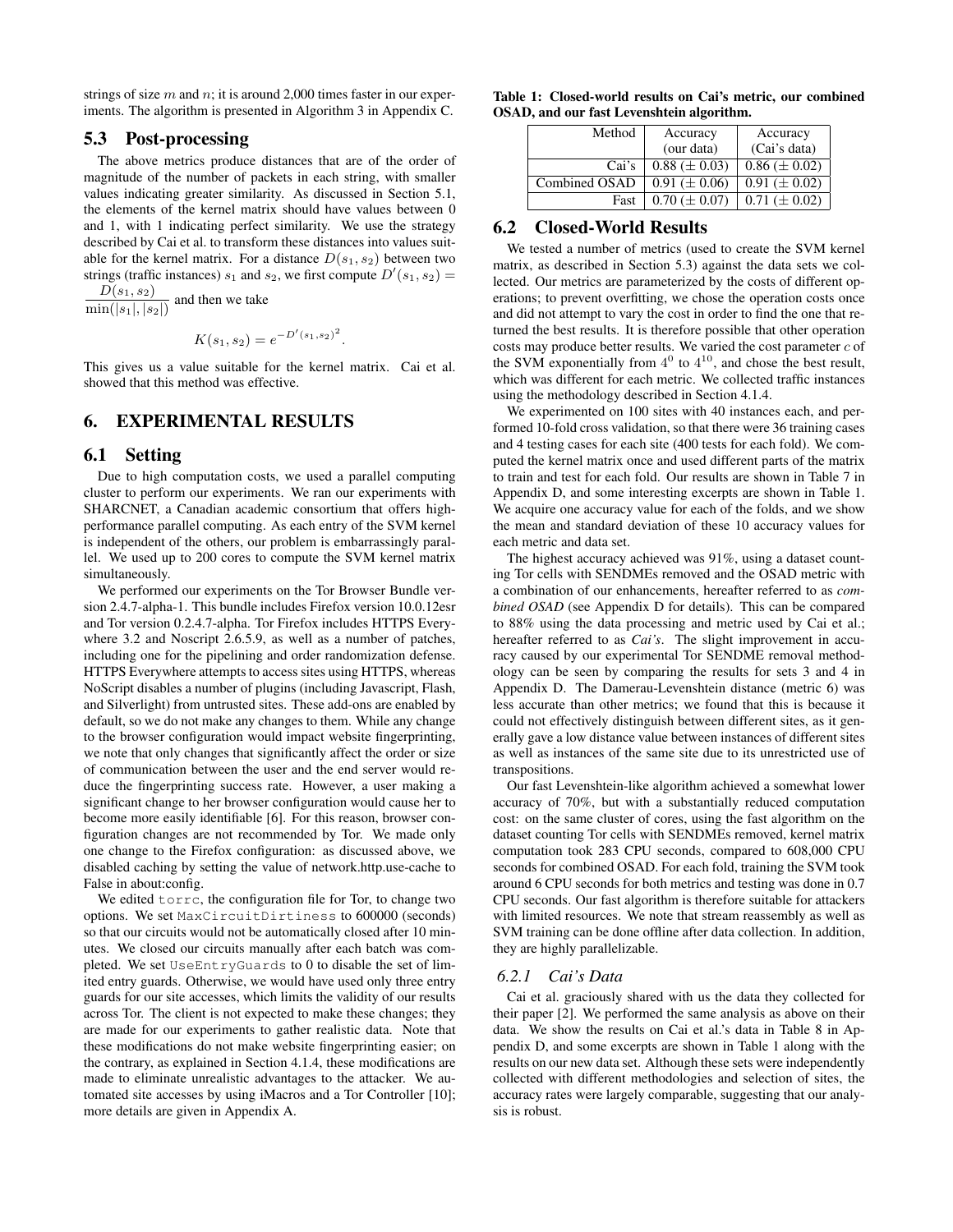strings of size $m$ and $n$; it is around 2,000 times faster in our experiments. The algorithm is presented in Algorithm 3 in Appendix C.

## 5.3 Post-processing

The above metrics produce distances that are of the order of magnitude of the number of packets in each string, with smaller values indicating greater similarity. As discussed in Section 5.1, the elements of the kernel matrix should have values between 0 and 1, with 1 indicating perfect similarity. We use the strategy described by Cai et al. to transform these distances into values suitable for the kernel matrix. For a distance $D(s_1, s_2)$ between two strings (traffic instances) $s_1$ and $s_2$, we first compute $D'(s_1, s_2) = \frac{D(s_1, s_2)}{\min(|s_1|, |s_2|)}$ and then we take

$$K(s_1, s_2) = e^{-D'(s_1, s_2)^2}.$$

This gives us a value suitable for the kernel matrix. Cai et al. showed that this method was effective.

# 6. EXPERIMENTAL RESULTS

## 6.1 Setting

Due to high computation costs, we used a parallel computing cluster to perform our experiments. We ran our experiments with SHARCNET, a Canadian academic consortium that offers high-performance parallel computing. As each entry of the SVM kernel is independent of the others, our problem is embarrassingly parallel. We used up to 200 cores to compute the SVM kernel matrix simultaneously.

We performed our experiments on the Tor Browser Bundle version 2.4.7-alpha-1. This bundle includes Firefox version 10.0.12esr and Tor version 0.2.4.7-alpha. Tor Firefox includes HTTPS Everywhere 3.2 and Noscript 2.6.5.9, as well as a number of patches, including one for the pipelining and order randomization defense. HTTPS Everywhere attempts to access sites using HTTPS, whereas NoScript disables a number of plugins (including Javascript, Flash, and Silverlight) from untrusted sites. These add-ons are enabled by default, so we do not make any changes to them. While any change to the browser configuration would impact website fingerprinting, we note that only changes that significantly affect the order or size of communication between the user and the end server would reduce the fingerprinting success rate. However, a user making a significant change to her browser configuration would cause her to become more easily identifiable [6]. For this reason, browser configuration changes are not recommended by Tor. We made only one change to the Firefox configuration: as discussed above, we disabled caching by setting the value of network.http.use-cache to False in about:config.

We edited `torrc`, the configuration file for Tor, to change two options. We set `MaxCircuitDirtiness` to 600000 (seconds) so that our circuits would not be automatically closed after 10 minutes. We closed our circuits manually after each batch was completed. We set `UseEntryGuards` to 0 to disable the set of limited entry guards. Otherwise, we would have used only three entry guards for our site accesses, which limits the validity of our results across Tor. The client is not expected to make these changes; they are made for our experiments to gather realistic data. Note that these modifications do not make website fingerprinting easier; on the contrary, as explained in Section 4.1.4, these modifications are made to eliminate unrealistic advantages to the attacker. We automated site accesses by using iMacros and a Tor Controller [10]; more details are given in Appendix A.

**Table 1: Closed-world results on Cai's metric, our combined OSAD, and our fast Levenshtein algorithm.**

| Method | Accuracy (our data) | Accuracy (Cai's data) |
|---|---|---|
| Cai's | 0.88 (± 0.03) | 0.86 (± 0.02) |
| Combined OSAD | 0.91 (± 0.06) | 0.91 (± 0.02) |
| Fast | 0.70 (± 0.07) | 0.71 (± 0.02) |

## 6.2 Closed-World Results

We tested a number of metrics (used to create the SVM kernel matrix, as described in Section 5.3) against the data sets we collected. Our metrics are parameterized by the costs of different operations; to prevent overfitting, we chose the operation costs once and did not attempt to vary the cost in order to find the one that returned the best results. It is therefore possible that other operation costs may produce better results. We varied the cost parameter $c$ of the SVM exponentially from $4^0$ to $4^{10}$, and chose the best result, which was different for each metric. We collected traffic instances using the methodology described in Section 4.1.4.

We experimented on 100 sites with 40 instances each, and performed 10-fold cross validation, so that there were 36 training cases and 4 testing cases for each site (400 tests for each fold). We computed the kernel matrix once and used different parts of the matrix to train and test for each fold. Our results are shown in Table 7 in Appendix D, and some interesting excerpts are shown in Table 1. We acquire one accuracy value for each of the folds, and we show the mean and standard deviation of these 10 accuracy values for each metric and data set.

The highest accuracy achieved was 91%, using a dataset counting Tor cells with SENDMEs removed and the OSAD metric with a combination of our enhancements, hereafter referred to as *combined OSAD* (see Appendix D for details). This can be compared to 88% using the data processing and metric used by Cai et al.; hereafter referred to as *Cai's*. The slight improvement in accuracy caused by our experimental Tor SENDME removal methodology can be seen by comparing the results for sets 3 and 4 in Appendix D. The Damerau-Levenshtein distance (metric 6) was less accurate than other metrics; we found that this is because it could not effectively distinguish between different sites, as it generally gave a low distance value between instances of different sites as well as instances of the same site due to its unrestricted use of transpositions.

Our fast Levenshtein-like algorithm achieved a somewhat lower accuracy of 70%, but with a substantially reduced computation cost: on the same cluster of cores, using the fast algorithm on the dataset counting Tor cells with SENDMEs removed, kernel matrix computation took 283 CPU seconds, compared to 608,000 CPU seconds for combined OSAD. For each fold, training the SVM took around 6 CPU seconds for both metrics and testing was done in 0.7 CPU seconds. Our fast algorithm is therefore suitable for attackers with limited resources. We note that stream reassembly as well as SVM training can be done offline after data collection. In addition, they are highly parallelizable.

### 6.2.1 Cai's Data

Cai et al. graciously shared with us the data they collected for their paper [2]. We performed the same analysis as above on their data. We show the results on Cai et al.'s data in Table 8 in Appendix D, and some excerpts are shown in Table 1 along with the results on our new data set. Although these sets were independently collected with different methodologies and selection of sites, the accuracy rates were largely comparable, suggesting that our analysis is robust.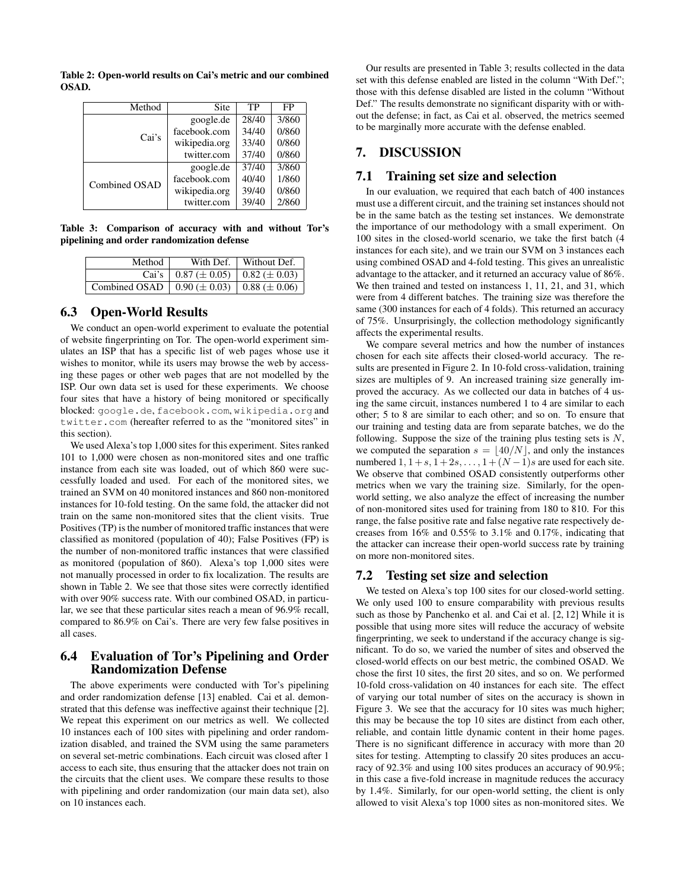**Table 2: Open-world results on Cai's metric and our combined OSAD.**

| Method | Site | TP | FP |
|---|---|---|---|
| Cai's | google.de | 28/40 | 3/860 |
| | facebook.com | 34/40 | 0/860 |
| | wikipedia.org | 33/40 | 0/860 |
| | twitter.com | 37/40 | 0/860 |
| Combined OSAD | google.de | 37/40 | 3/860 |
| | facebook.com | 40/40 | 1/860 |
| | wikipedia.org | 39/40 | 0/860 |
| | twitter.com | 39/40 | 2/860 |

**Table 3: Comparison of accuracy with and without Tor's pipelining and order randomization defense**

| Method | With Def. | Without Def. |
|---|---|---|
| Cai's | 0.87 (± 0.05) | 0.82 (± 0.03) |
| Combined OSAD | 0.90 (± 0.03) | 0.88 (± 0.06) |

## 6.3 Open-World Results

We conduct an open-world experiment to evaluate the potential of website fingerprinting on Tor. The open-world experiment simulates an ISP that has a specific list of web pages whose use it wishes to monitor, while its users may browse the web by accessing these pages or other web pages that are not modelled by the ISP. Our own data set is used for these experiments. We choose four sites that have a history of being monitored or specifically blocked: `google.de`, `facebook.com`, `wikipedia.org` and `twitter.com` (hereafter referred to as the "monitored sites" in this section).

We used Alexa's top 1,000 sites for this experiment. Sites ranked 101 to 1,000 were chosen as non-monitored sites and one traffic instance from each site was loaded, out of which 860 were successfully loaded and used. For each of the monitored sites, we trained an SVM on 40 monitored instances and 860 non-monitored instances for 10-fold testing. On the same fold, the attacker did not train on the same non-monitored sites that the client visits. True Positives (TP) is the number of monitored traffic instances that were classified as monitored (population of 40); False Positives (FP) is the number of non-monitored traffic instances that were classified as monitored (population of 860). Alexa's top 1,000 sites were not manually processed in order to fix localization. The results are shown in Table 2. We see that those sites were correctly identified with over 90% success rate. With our combined OSAD, in particular, we see that these particular sites reach a mean of 96.9% recall, compared to 86.9% on Cai's. There are very few false positives in all cases.

## 6.4 Evaluation of Tor's Pipelining and Order Randomization Defense

The above experiments were conducted with Tor's pipelining and order randomization defense [13] enabled. Cai et al. demonstrated that this defense was ineffective against their technique [2]. We repeat this experiment on our metrics as well. We collected 10 instances each of 100 sites with pipelining and order randomization disabled, and trained the SVM using the same parameters on several set-metric combinations. Each circuit was closed after 1 access to each site, thus ensuring that the attacker does not train on the circuits that the client uses. We compare these results to those with pipelining and order randomization (our main data set), also on 10 instances each.

Our results are presented in Table 3; results collected in the data set with this defense enabled are listed in the column "With Def."; those with this defense disabled are listed in the column "Without Def." The results demonstrate no significant disparity with or without the defense; in fact, as Cai et al. observed, the metrics seemed to be marginally more accurate with the defense enabled.

# 7. DISCUSSION

## 7.1 Training set size and selection

In our evaluation, we required that each batch of 400 instances must use a different circuit, and the training set instances should not be in the same batch as the testing set instances. We demonstrate the importance of our methodology with a small experiment. On 100 sites in the closed-world scenario, we take the first batch (4 instances for each site), and we train our SVM on 3 instances each using combined OSAD and 4-fold testing. This gives an unrealistic advantage to the attacker, and it returned an accuracy value of 86%. We then trained and tested on instancess 1, 11, 21, and 31, which were from 4 different batches. The training size was therefore the same (300 instances for each of 4 folds). This returned an accuracy of 75%. Unsurprisingly, the collection methodology significantly affects the experimental results.

We compare several metrics and how the number of instances chosen for each site affects their closed-world accuracy. The results are presented in Figure 2. In 10-fold cross-validation, training sizes are multiples of 9. An increased training size generally improved the accuracy. As we collected our data in batches of 4 using the same circuit, instances numbered 1 to 4 are similar to each other; 5 to 8 are similar to each other; and so on. To ensure that our training and testing data are from separate batches, we do the following. Suppose the size of the training plus testing sets is $N$, we computed the separation $s = \lfloor 40/N \rfloor$, and only the instances numbered $1, 1+s, 1+2s, \ldots, 1+(N-1)s$ are used for each site. We observe that combined OSAD consistently outperforms other metrics when we vary the training size. Similarly, for the open-world setting, we also analyze the effect of increasing the number of non-monitored sites used for training from 180 to 810. For this range, the false positive rate and false negative rate respectively decreases from 16% and 0.55% to 3.1% and 0.17%, indicating that the attacker can increase their open-world success rate by training on more non-monitored sites.

## 7.2 Testing set size and selection

We tested on Alexa's top 100 sites for our closed-world setting. We only used 100 to ensure comparability with previous results such as those by Panchenko et al. and Cai et al. [2, 12] While it is possible that using more sites will reduce the accuracy of website fingerprinting, we seek to understand if the accuracy change is significant. To do so, we varied the number of sites and observed the closed-world effects on our best metric, the combined OSAD. We chose the first 10 sites, the first 20 sites, and so on. We performed 10-fold cross-validation on 40 instances for each site. The effect of varying our total number of sites on the accuracy is shown in Figure 3. We see that the accuracy for 10 sites was much higher; this may be because the top 10 sites are distinct from each other, reliable, and contain little dynamic content in their home pages. There is no significant difference in accuracy with more than 20 sites for testing. Attempting to classify 20 sites produces an accuracy of 92.3% and using 100 sites produces an accuracy of 90.9%; in this case a five-fold increase in magnitude reduces the accuracy by 1.4%. Similarly, for our open-world setting, the client is only allowed to visit Alexa's top 1000 sites as non-monitored sites. We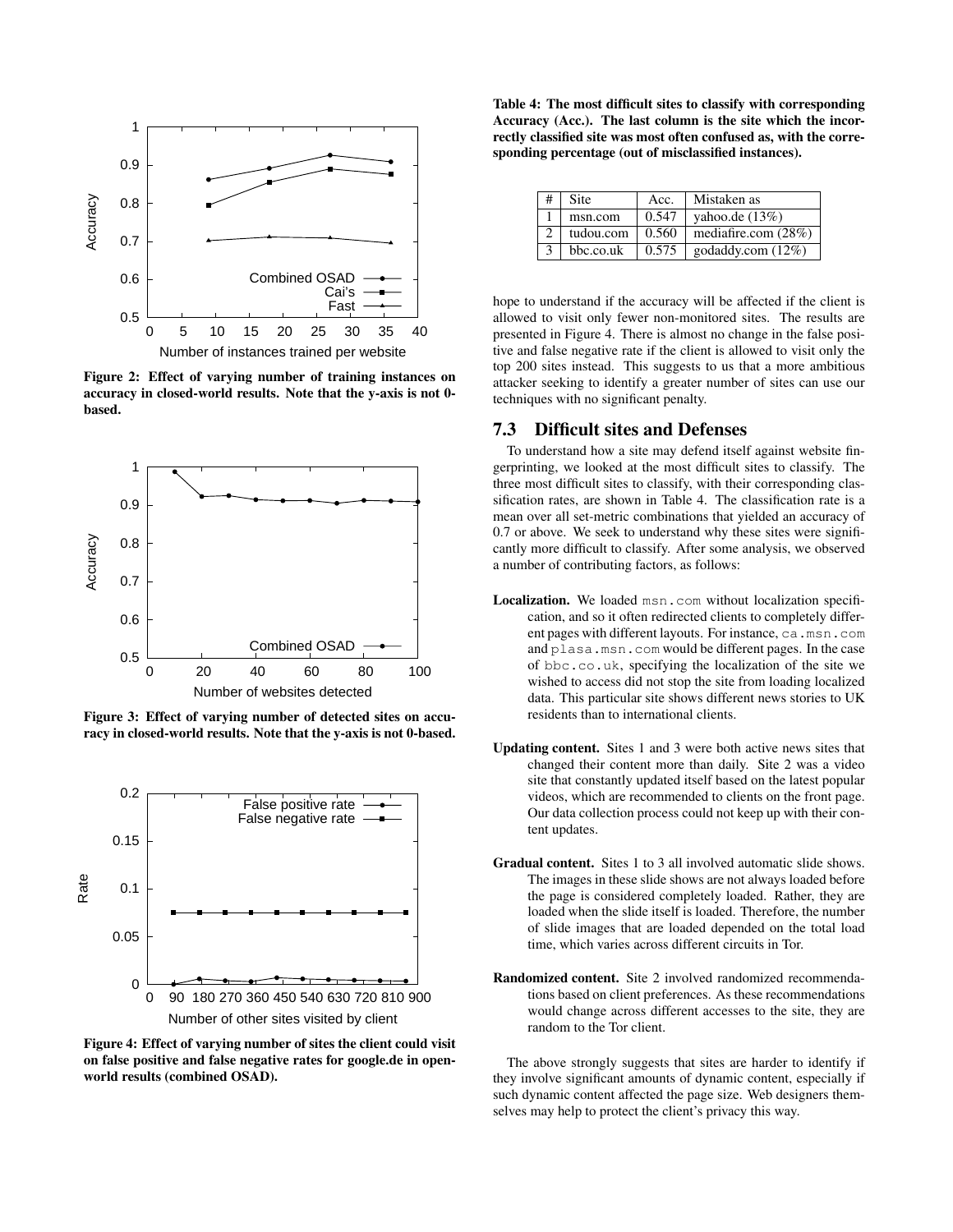Figure 2: Effect of varying number of training instances on accuracy in closed-world results. Note that the y-axis is not 0-based.

Figure 3: Effect of varying number of detected sites on accuracy in closed-world results. Note that the y-axis is not 0-based.

Figure 4: Effect of varying number of sites the client could visit on false positive and false negative rates for google.de in open-world results (combined OSAD).

**Table 4: The most difficult sites to classify with corresponding Accuracy (Acc.). The last column is the site which the incorrectly classified site was most often confused as, with the corresponding percentage (out of misclassified instances).**

| # | Site | Acc. | Mistaken as |
|---|---|---|---|
| 1 | msn.com | 0.547 | yahoo.de (13%) |
| 2 | tudou.com | 0.560 | mediafire.com (28%) |
| 3 | bbc.co.uk | 0.575 | godaddy.com (12%) |

hope to understand if the accuracy will be affected if the client is allowed to visit only fewer non-monitored sites. The results are presented in Figure 4. There is almost no change in the false positive and false negative rate if the client is allowed to visit only the top 200 sites instead. This suggests to us that a more ambitious attacker seeking to identify a greater number of sites can use our techniques with no significant penalty.

## 7.3 Difficult sites and Defenses

To understand how a site may defend itself against website fingerprinting, we looked at the most difficult sites to classify. The three most difficult sites to classify, with their corresponding classification rates, are shown in Table 4. The classification rate is a mean over all set-metric combinations that yielded an accuracy of 0.7 or above. We seek to understand why these sites were significantly more difficult to classify. After some analysis, we observed a number of contributing factors, as follows:

**Localization.** We loaded `msn.com` without localization specification, and so it often redirected clients to completely different pages with different layouts. For instance, `ca.msn.com` and `plasa.msn.com` would be different pages. In the case of `bbc.co.uk`, specifying the localization of the site we wished to access did not stop the site from loading localized data. This particular site shows different news stories to UK residents than to international clients.

**Updating content.** Sites 1 and 3 were both active news sites that changed their content more than daily. Site 2 was a video site that constantly updated itself based on the latest popular videos, which are recommended to clients on the front page. Our data collection process could not keep up with their content updates.

**Gradual content.** Sites 1 to 3 all involved automatic slide shows. The images in these slide shows are not always loaded before the page is considered completely loaded. Rather, they are loaded when the slide itself is loaded. Therefore, the number of slide images that are loaded depended on the total load time, which varies across different circuits in Tor.

**Randomized content.** Site 2 involved randomized recommendations based on client preferences. As these recommendations would change across different accesses to the site, they are random to the Tor client.

The above strongly suggests that sites are harder to identify if they involve significant amounts of dynamic content, especially if such dynamic content affected the page size. Web designers themselves may help to protect the client's privacy this way.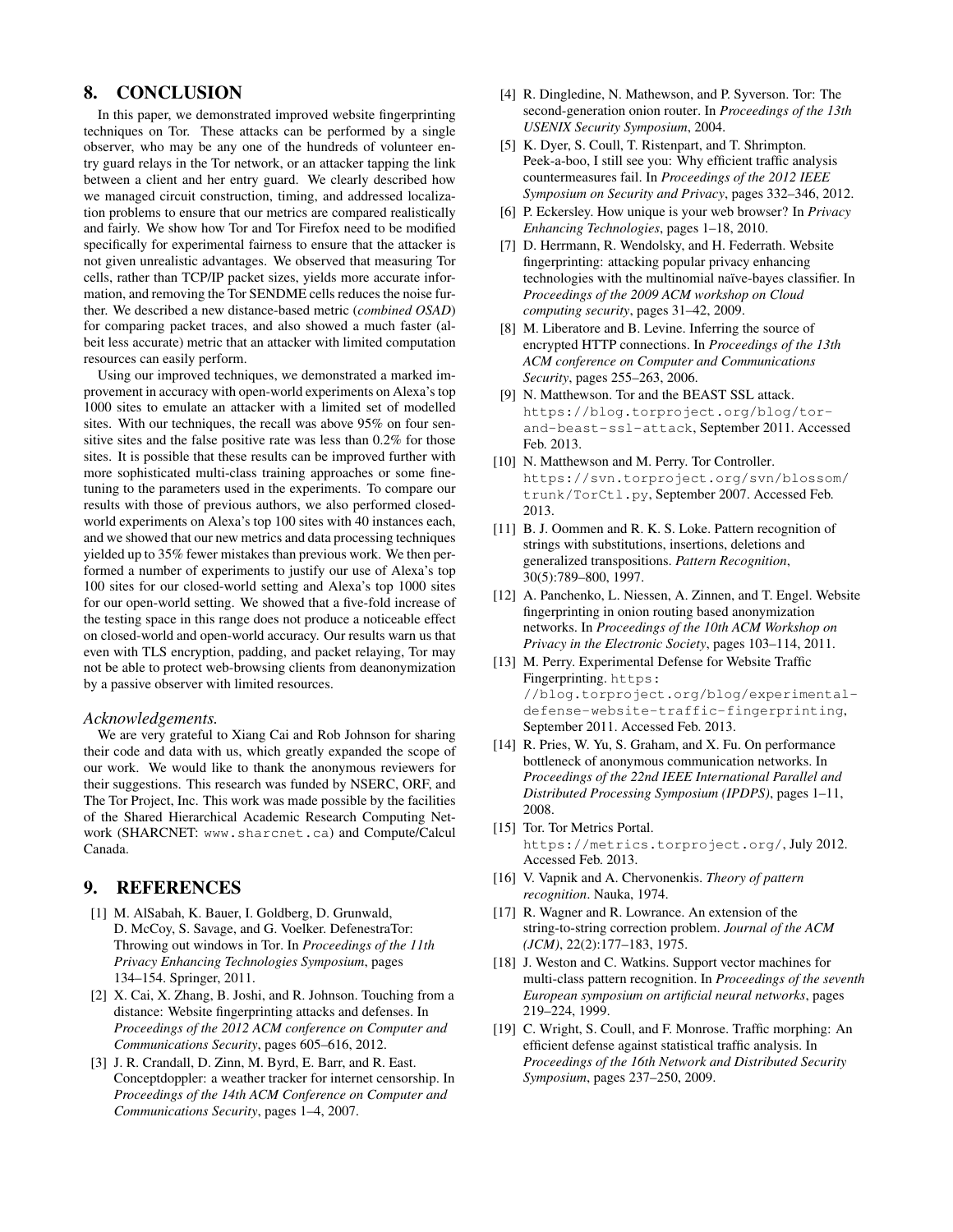## 8. CONCLUSION

In this paper, we demonstrated improved website fingerprinting techniques on Tor. These attacks can be performed by a single observer, who may be any one of the hundreds of volunteer entry guard relays in the Tor network, or an attacker tapping the link between a client and her entry guard. We clearly described how we managed circuit construction, timing, and addressed localization problems to ensure that our metrics are compared realistically and fairly. We show how Tor and Tor Firefox need to be modified specifically for experimental fairness to ensure that the attacker is not given unrealistic advantages. We observed that measuring Tor cells, rather than TCP/IP packet sizes, yields more accurate information, and removing the Tor SENDME cells reduces the noise further. We described a new distance-based metric (*combined OSAD*) for comparing packet traces, and also showed a much faster (albeit less accurate) metric that an attacker with limited computation resources can easily perform.

Using our improved techniques, we demonstrated a marked improvement in accuracy with open-world experiments on Alexa's top 1000 sites to emulate an attacker with a limited set of modelled sites. With our techniques, the recall was above 95% on four sensitive sites and the false positive rate was less than 0.2% for those sites. It is possible that these results can be improved further with more sophisticated multi-class training approaches or some fine-tuning to the parameters used in the experiments. To compare our results with those of previous authors, we also performed closed-world experiments on Alexa's top 100 sites with 40 instances each, and we showed that our new metrics and data processing techniques yielded up to 35% fewer mistakes than previous work. We then performed a number of experiments to justify our use of Alexa's top 100 sites for our closed-world setting and Alexa's top 1000 sites for our open-world setting. We showed that a five-fold increase of the testing space in this range does not produce a noticeable effect on closed-world and open-world accuracy. Our results warn us that even with TLS encryption, padding, and packet relaying, Tor may not be able to protect web-browsing clients from deanonymization by a passive observer with limited resources.

### *Acknowledgements.*

We are very grateful to Xiang Cai and Rob Johnson for sharing their code and data with us, which greatly expanded the scope of our work. We would like to thank the anonymous reviewers for their suggestions. This research was funded by NSERC, ORF, and The Tor Project, Inc. This work was made possible by the facilities of the Shared Hierarchical Academic Research Computing Network (SHARCNET: www.sharcnet.ca) and Compute/Calcul Canada.

## 9. REFERENCES

[1] M. AlSabah, K. Bauer, I. Goldberg, D. Grunwald, D. McCoy, S. Savage, and G. Voelker. DefenestraTor: Throwing out windows in Tor. In *Proceedings of the 11th Privacy Enhancing Technologies Symposium*, pages 134–154. Springer, 2011.

[2] X. Cai, X. Zhang, B. Joshi, and R. Johnson. Touching from a distance: Website fingerprinting attacks and defenses. In *Proceedings of the 2012 ACM conference on Computer and Communications Security*, pages 605–616, 2012.

[3] J. R. Crandall, D. Zinn, M. Byrd, E. Barr, and R. East. Conceptdoppler: a weather tracker for internet censorship. In *Proceedings of the 14th ACM Conference on Computer and Communications Security*, pages 1–4, 2007.

[4] R. Dingledine, N. Mathewson, and P. Syverson. Tor: The second-generation onion router. In *Proceedings of the 13th USENIX Security Symposium*, 2004.

[5] K. Dyer, S. Coull, T. Ristenpart, and T. Shrimpton. Peek-a-boo, I still see you: Why efficient traffic analysis countermeasures fail. In *Proceedings of the 2012 IEEE Symposium on Security and Privacy*, pages 332–346, 2012.

[6] P. Eckersley. How unique is your web browser? In *Privacy Enhancing Technologies*, pages 1–18, 2010.

[7] D. Herrmann, R. Wendolsky, and H. Federrath. Website fingerprinting: attacking popular privacy enhancing technologies with the multinomial naïve-bayes classifier. In *Proceedings of the 2009 ACM workshop on Cloud computing security*, pages 31–42, 2009.

[8] M. Liberatore and B. Levine. Inferring the source of encrypted HTTP connections. In *Proceedings of the 13th ACM conference on Computer and Communications Security*, pages 255–263, 2006.

[9] N. Matthewson. Tor and the BEAST SSL attack. https://blog.torproject.org/blog/tor-and-beast-ssl-attack, September 2011. Accessed Feb. 2013.

[10] N. Matthewson and M. Perry. Tor Controller. https://svn.torproject.org/svn/blossom/trunk/TorCtl.py, September 2007. Accessed Feb. 2013.

[11] B. J. Oommen and R. K. S. Loke. Pattern recognition of strings with substitutions, insertions, deletions and generalized transpositions. *Pattern Recognition*, 30(5):789–800, 1997.

[12] A. Panchenko, L. Niessen, A. Zinnen, and T. Engel. Website fingerprinting in onion routing based anonymization networks. In *Proceedings of the 10th ACM Workshop on Privacy in the Electronic Society*, pages 103–114, 2011.

[13] M. Perry. Experimental Defense for Website Traffic Fingerprinting. https://blog.torproject.org/blog/experimental-defense-website-traffic-fingerprinting, September 2011. Accessed Feb. 2013.

[14] R. Pries, W. Yu, S. Graham, and X. Fu. On performance bottleneck of anonymous communication networks. In *Proceedings of the 22nd IEEE International Parallel and Distributed Processing Symposium (IPDPS)*, pages 1–11, 2008.

[15] Tor. Tor Metrics Portal. https://metrics.torproject.org/, July 2012. Accessed Feb. 2013.

[16] V. Vapnik and A. Chervonenkis. *Theory of pattern recognition*. Nauka, 1974.

[17] R. Wagner and R. Lowrance. An extension of the string-to-string correction problem. *Journal of the ACM (JCM)*, 22(2):177–183, 1975.

[18] J. Weston and C. Watkins. Support vector machines for multi-class pattern recognition. In *Proceedings of the seventh European symposium on artificial neural networks*, pages 219–224, 1999.

[19] C. Wright, S. Coull, and F. Monrose. Traffic morphing: An efficient defense against statistical traffic analysis. In *Proceedings of the 16th Network and Distributed Security Symposium*, pages 237–250, 2009.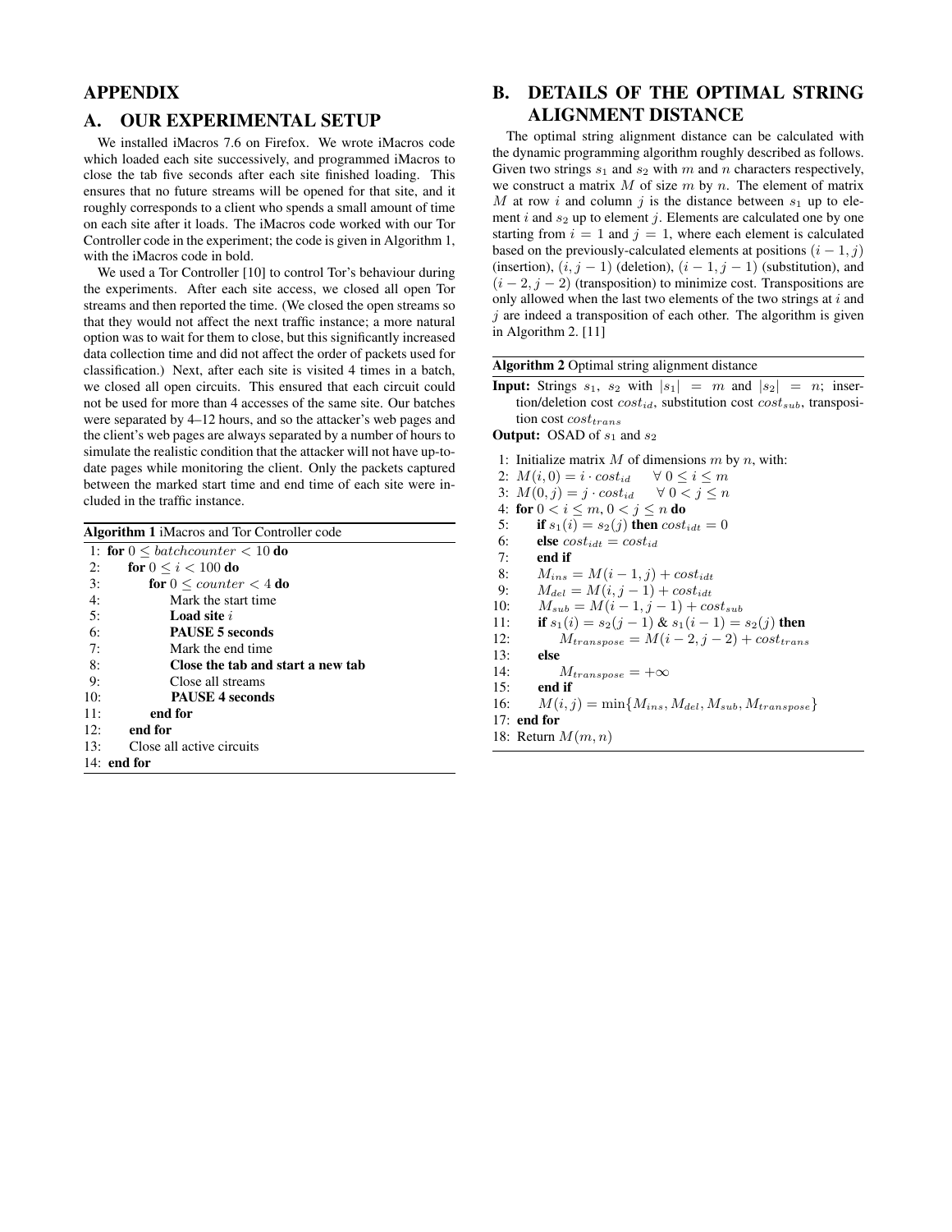# APPENDIX

## A. OUR EXPERIMENTAL SETUP

We installed iMacros 7.6 on Firefox. We wrote iMacros code which loaded each site successively, and programmed iMacros to close the tab five seconds after each site finished loading. This ensures that no future streams will be opened for that site, and it roughly corresponds to a client who spends a small amount of time on each site after it loads. The iMacros code worked with our Tor Controller code in the experiment; the code is given in Algorithm 1, with the iMacros code in bold.

We used a Tor Controller [10] to control Tor's behaviour during the experiments. After each site access, we closed all open Tor streams and then reported the time. (We closed the open streams so that they would not affect the next traffic instance; a more natural option was to wait for them to close, but this significantly increased data collection time and did not affect the order of packets used for classification.) Next, after each site is visited 4 times in a batch, we closed all open circuits. This ensured that each circuit could not be used for more than 4 accesses of the same site. Our batches were separated by 4–12 hours, and so the attacker's web pages and the client's web pages are always separated by a number of hours to simulate the realistic condition that the attacker will not have up-to-date pages while monitoring the client. Only the packets captured between the marked start time and end time of each site were included in the traffic instance.

**Algorithm 1** iMacros and Tor Controller code

1: **for** $0 \leq batchcounter < 10$ **do**
2: &nbsp;&nbsp;&nbsp;&nbsp;**for** $0 \leq i < 100$ **do**
3: &nbsp;&nbsp;&nbsp;&nbsp;&nbsp;&nbsp;&nbsp;&nbsp;**for** $0 \leq counter < 4$ **do**
4: &nbsp;&nbsp;&nbsp;&nbsp;&nbsp;&nbsp;&nbsp;&nbsp;&nbsp;&nbsp;&nbsp;&nbsp;Mark the start time
5: &nbsp;&nbsp;&nbsp;&nbsp;&nbsp;&nbsp;&nbsp;&nbsp;&nbsp;&nbsp;&nbsp;&nbsp;**Load site** $i$
6: &nbsp;&nbsp;&nbsp;&nbsp;&nbsp;&nbsp;&nbsp;&nbsp;&nbsp;&nbsp;&nbsp;&nbsp;**PAUSE 5 seconds**
7: &nbsp;&nbsp;&nbsp;&nbsp;&nbsp;&nbsp;&nbsp;&nbsp;&nbsp;&nbsp;&nbsp;&nbsp;Mark the end time
8: &nbsp;&nbsp;&nbsp;&nbsp;&nbsp;&nbsp;&nbsp;&nbsp;&nbsp;&nbsp;&nbsp;&nbsp;**Close the tab and start a new tab**
9: &nbsp;&nbsp;&nbsp;&nbsp;&nbsp;&nbsp;&nbsp;&nbsp;&nbsp;&nbsp;&nbsp;&nbsp;Close all streams
10: &nbsp;&nbsp;&nbsp;&nbsp;&nbsp;&nbsp;&nbsp;&nbsp;&nbsp;&nbsp;&nbsp;**PAUSE 4 seconds**
11: &nbsp;&nbsp;&nbsp;&nbsp;&nbsp;&nbsp;&nbsp;**end for**
12: &nbsp;&nbsp;&nbsp;**end for**
13: &nbsp;&nbsp;&nbsp;Close all active circuits
14: **end for**

## B. DETAILS OF THE OPTIMAL STRING ALIGNMENT DISTANCE

The optimal string alignment distance can be calculated with the dynamic programming algorithm roughly described as follows. Given two strings $s_1$ and $s_2$ with $m$ and $n$ characters respectively, we construct a matrix $M$ of size $m$ by $n$. The element of matrix $M$ at row $i$ and column $j$ is the distance between $s_1$ up to element $i$ and $s_2$ up to element $j$. Elements are calculated one by one starting from $i = 1$ and $j = 1$, where each element is calculated based on the previously-calculated elements at positions $(i-1, j)$ (insertion), $(i, j-1)$ (deletion), $(i-1, j-1)$ (substitution), and $(i-2, j-2)$ (transposition) to minimize cost. Transpositions are only allowed when the last two elements of the two strings at $i$ and $j$ are indeed a transposition of each other. The algorithm is given in Algorithm 2. [11]

**Algorithm 2** Optimal string alignment distance

**Input:** Strings $s_1$, $s_2$ with $|s_1| = m$ and $|s_2| = n$; insertion/deletion cost $cost_{id}$, substitution cost $cost_{sub}$, transposition cost $cost_{trans}$

**Output:** OSAD of $s_1$ and $s_2$

1: Initialize matrix $M$ of dimensions $m$ by $n$, with:
2: $M(i, 0) = i \cdot cost_{id} \quad \forall\ 0 \leq i \leq m$
3: $M(0, j) = j \cdot cost_{id} \quad \forall\ 0 < j \leq n$
4: **for** $0 < i \leq m, 0 < j \leq n$ **do**
5: &nbsp;&nbsp;&nbsp;&nbsp;**if** $s_1(i) = s_2(j)$ **then** $cost_{idt} = 0$
6: &nbsp;&nbsp;&nbsp;&nbsp;**else** $cost_{idt} = cost_{id}$
7: &nbsp;&nbsp;&nbsp;&nbsp;**end if**
8: &nbsp;&nbsp;&nbsp;&nbsp;$M_{ins} = M(i-1, j) + cost_{idt}$
9: &nbsp;&nbsp;&nbsp;&nbsp;$M_{del} = M(i, j-1) + cost_{idt}$
10: &nbsp;&nbsp;&nbsp;$M_{sub} = M(i-1, j-1) + cost_{sub}$
11: &nbsp;&nbsp;&nbsp;**if** $s_1(i) = s_2(j-1)$ & $s_1(i-1) = s_2(j)$ **then**
12: &nbsp;&nbsp;&nbsp;&nbsp;&nbsp;&nbsp;&nbsp;$M_{transpose} = M(i-2, j-2) + cost_{trans}$
13: &nbsp;&nbsp;&nbsp;**else**
14: &nbsp;&nbsp;&nbsp;&nbsp;&nbsp;&nbsp;&nbsp;$M_{transpose} = +\infty$
15: &nbsp;&nbsp;&nbsp;**end if**
16: &nbsp;&nbsp;&nbsp;$M(i, j) = \min\{M_{ins}, M_{del}, M_{sub}, M_{transpose}\}$
17: **end for**
18: Return $M(m, n)$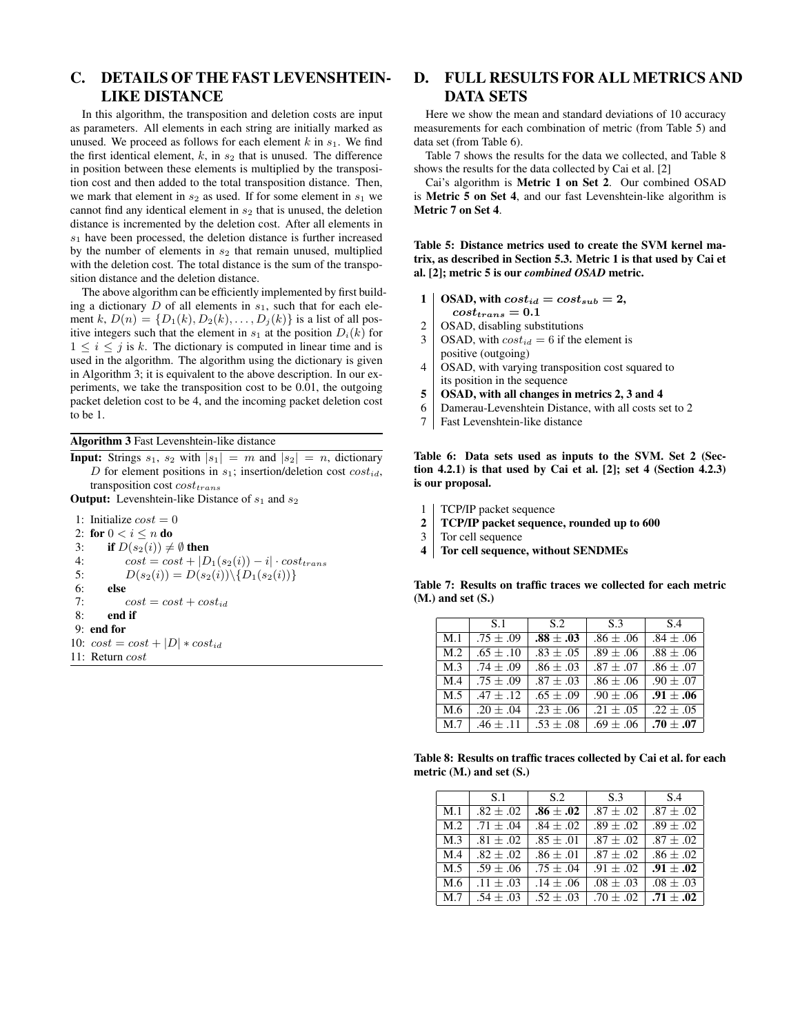## C. DETAILS OF THE FAST LEVENSHTEIN-LIKE DISTANCE

In this algorithm, the transposition and deletion costs are input as parameters. All elements in each string are initially marked as unused. We proceed as follows for each element $k$ in $s_1$. We find the first identical element, $k$, in $s_2$ that is unused. The difference in position between these elements is multiplied by the transposition cost and then added to the total transposition distance. Then, we mark that element in $s_2$ as used. If for some element in $s_1$ we cannot find any identical element in $s_2$ that is unused, the deletion distance is incremented by the deletion cost. After all elements in $s_1$ have been processed, the deletion distance is further increased by the number of elements in $s_2$ that remain unused, multiplied with the deletion cost. The total distance is the sum of the transposition distance and the deletion distance.

The above algorithm can be efficiently implemented by first building a dictionary $D$ of all elements in $s_1$, such that for each element $k$, $D(n) = \{D_1(k), D_2(k), \ldots, D_j(k)\}$ is a list of all positive integers such that the element in $s_1$ at the position $D_i(k)$ for $1 \leq i \leq j$ is $k$. The dictionary is computed in linear time and is used in the algorithm. The algorithm using the dictionary is given in Algorithm 3; it is equivalent to the above description. In our experiments, we take the transposition cost to be 0.01, the outgoing packet deletion cost to be 4, and the incoming packet deletion cost to be 1.

**Algorithm 3** Fast Levenshtein-like distance

**Input:** Strings $s_1$, $s_2$ with $|s_1| = m$ and $|s_2| = n$, dictionary $D$ for element positions in $s_1$; insertion/deletion cost $cost_{id}$, transposition cost $cost_{trans}$

**Output:** Levenshtein-like Distance of $s_1$ and $s_2$

1: Initialize $cost = 0$
2: **for** $0 < i \leq n$ **do**
3: &nbsp;&nbsp;&nbsp;&nbsp;**if** $D(s_2(i)) \neq \emptyset$ **then**
4: &nbsp;&nbsp;&nbsp;&nbsp;&nbsp;&nbsp;&nbsp;&nbsp;$cost = cost + |D_1(s_2(i)) - i| \cdot cost_{trans}$
5: &nbsp;&nbsp;&nbsp;&nbsp;&nbsp;&nbsp;&nbsp;&nbsp;$D(s_2(i)) = D(s_2(i)) \backslash \{D_1(s_2(i))\}$
6: &nbsp;&nbsp;&nbsp;&nbsp;**else**
7: &nbsp;&nbsp;&nbsp;&nbsp;&nbsp;&nbsp;&nbsp;&nbsp;$cost = cost + cost_{id}$
8: &nbsp;&nbsp;&nbsp;&nbsp;**end if**
9: **end for**
10: $cost = cost + |D| * cost_{id}$
11: Return $cost$

## D. FULL RESULTS FOR ALL METRICS AND DATA SETS

Here we show the mean and standard deviations of 10 accuracy measurements for each combination of metric (from Table 5) and data set (from Table 6).

Table 7 shows the results for the data we collected, and Table 8 shows the results for the data collected by Cai et al. [2]

Cai's algorithm is **Metric 1 on Set 2**. Our combined OSAD is **Metric 5 on Set 4**, and our fast Levenshtein-like algorithm is **Metric 7 on Set 4**.

**Table 5: Distance metrics used to create the SVM kernel matrix, as described in Section 5.3. Metric 1 is that used by Cai et al. [2]; metric 5 is our *combined OSAD* metric.**

| | |
|---|---|
| **1** | **OSAD, with $cost_{id} = cost_{sub} = 2$, $cost_{trans} = 0.1$** |
| 2 | OSAD, disabling substitutions |
| 3 | OSAD, with $cost_{id} = 6$ if the element is positive (outgoing) |
| 4 | OSAD, with varying transposition cost squared to its position in the sequence |
| **5** | **OSAD, with all changes in metrics 2, 3 and 4** |
| 6 | Damerau-Levenshtein Distance, with all costs set to 2 |
| 7 | Fast Levenshtein-like distance |

**Table 6: Data sets used as inputs to the SVM. Set 2 (Section 4.2.1) is that used by Cai et al. [2]; set 4 (Section 4.2.3) is our proposal.**

| | |
|---|---|
| 1 | TCP/IP packet sequence |
| **2** | **TCP/IP packet sequence, rounded up to 600** |
| 3 | Tor cell sequence |
| **4** | **Tor cell sequence, without SENDMEs** |

**Table 7: Results on traffic traces we collected for each metric (M.) and set (S.)**

| | S.1 | S.2 | S.3 | S.4 |
|---|---|---|---|---|
| M.1 | .75 ± .09 | **.88 ± .03** | .86 ± .06 | .84 ± .06 |
| M.2 | .65 ± .10 | .83 ± .05 | .89 ± .06 | .88 ± .06 |
| M.3 | .74 ± .09 | .86 ± .03 | .87 ± .07 | .86 ± .07 |
| M.4 | .75 ± .09 | .87 ± .03 | .86 ± .06 | .90 ± .07 |
| M.5 | .47 ± .12 | .65 ± .09 | .90 ± .06 | **.91 ± .06** |
| M.6 | .20 ± .04 | .23 ± .06 | .21 ± .05 | .22 ± .05 |
| M.7 | .46 ± .11 | .53 ± .08 | .69 ± .06 | **.70 ± .07** |

**Table 8: Results on traffic traces collected by Cai et al. for each metric (M.) and set (S.)**

| | S.1 | S.2 | S.3 | S.4 |
|---|---|---|---|---|
| M.1 | .82 ± .02 | **.86 ± .02** | .87 ± .02 | .87 ± .02 |
| M.2 | .71 ± .04 | .84 ± .02 | .89 ± .02 | .89 ± .02 |
| M.3 | .81 ± .02 | .85 ± .01 | .87 ± .02 | .87 ± .02 |
| M.4 | .82 ± .02 | .86 ± .01 | .87 ± .02 | .86 ± .02 |
| M.5 | .59 ± .06 | .75 ± .04 | .91 ± .02 | **.91 ± .02** |
| M.6 | .11 ± .03 | .14 ± .06 | .08 ± .03 | .08 ± .03 |
| M.7 | .54 ± .03 | .52 ± .03 | .70 ± .02 | **.71 ± .02** |